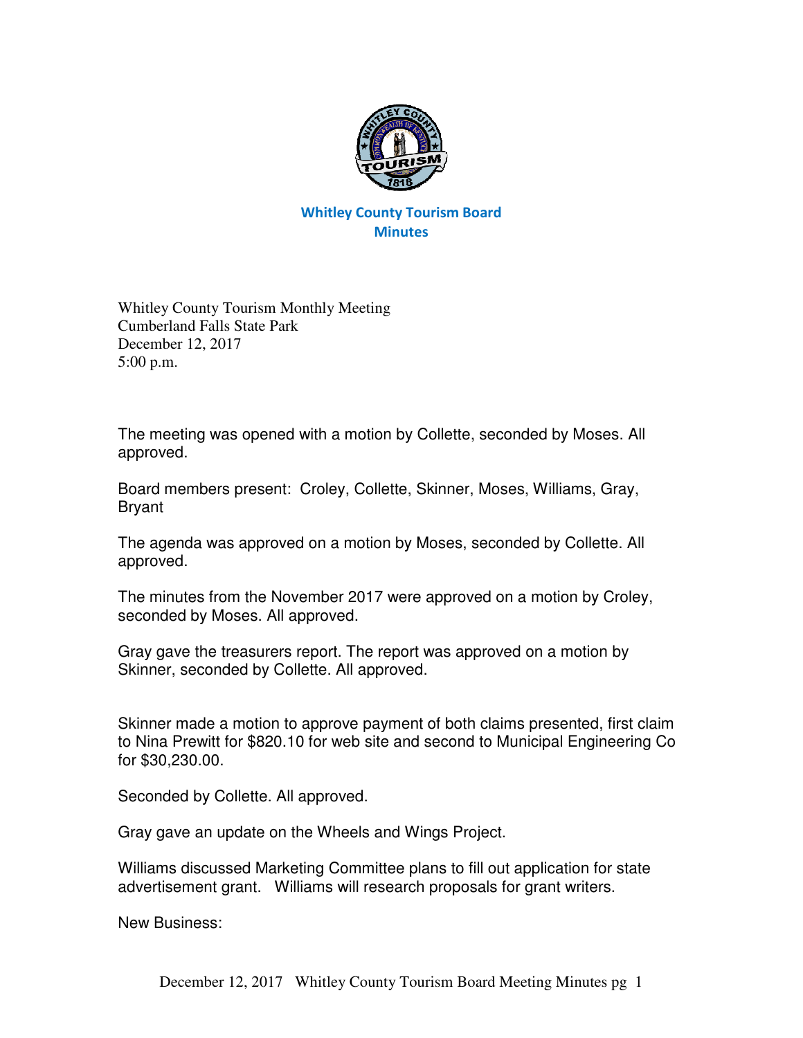# Whitley County Tourism Board
## Minutes

Whitley County Tourism Monthly Meeting
Cumberland Falls State Park
December 12, 2017
5:00 p.m.

The meeting was opened with a motion by Collette, seconded by Moses. All approved.

Board members present: Croley, Collette, Skinner, Moses, Williams, Gray, Bryant

The agenda was approved on a motion by Moses, seconded by Collette. All approved.

The minutes from the November 2017 were approved on a motion by Croley, seconded by Moses. All approved.

Gray gave the treasurers report. The report was approved on a motion by Skinner, seconded by Collette. All approved.

Skinner made a motion to approve payment of both claims presented, first claim to Nina Prewitt for $820.10 for web site and second to Municipal Engineering Co for $30,230.00.

Seconded by Collette. All approved.

Gray gave an update on the Wheels and Wings Project.

Williams discussed Marketing Committee plans to fill out application for state advertisement grant. Williams will research proposals for grant writers.

New Business: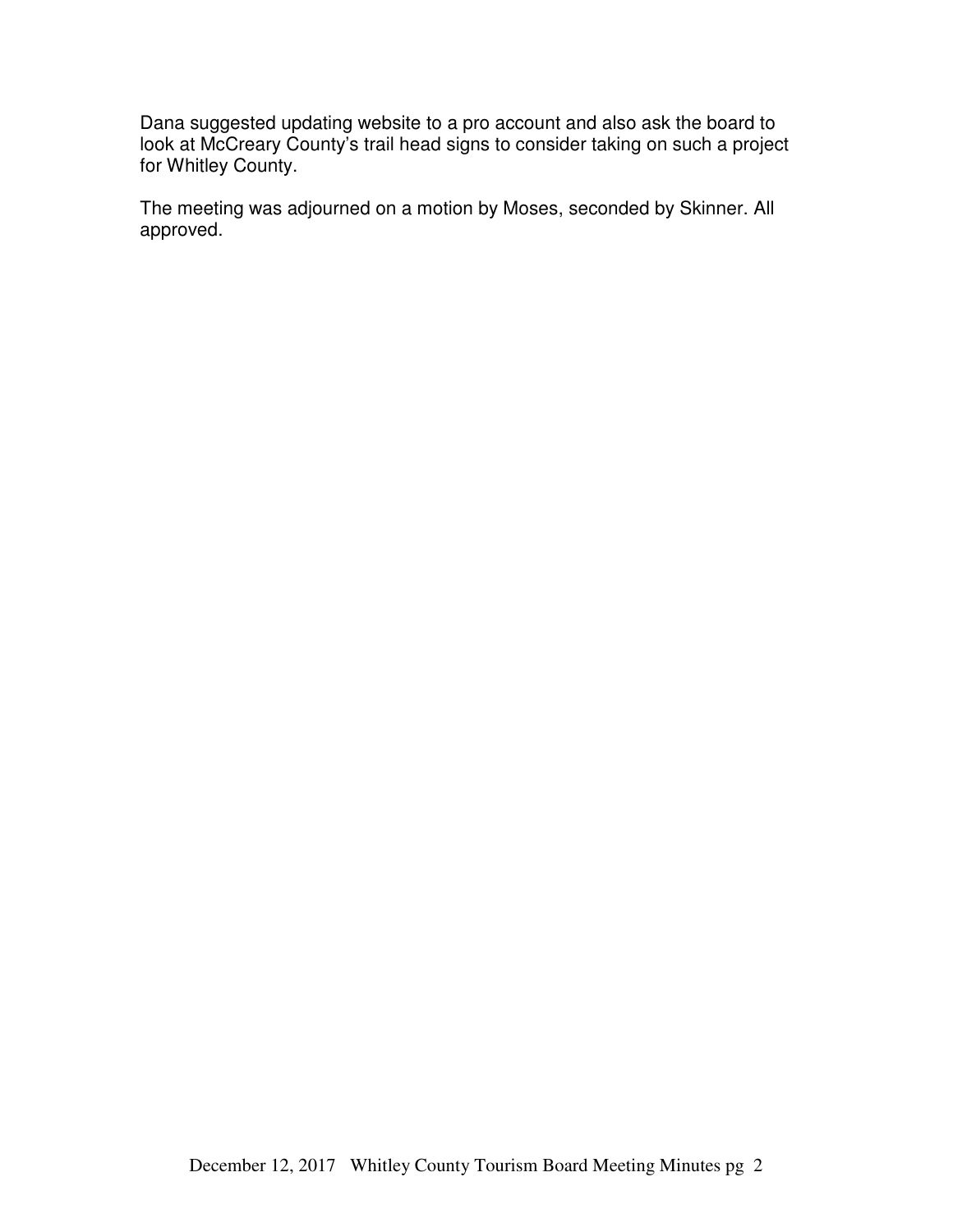Dana suggested updating website to a pro account and also ask the board to look at McCreary County's trail head signs to consider taking on such a project for Whitley County.

The meeting was adjourned on a motion by Moses, seconded by Skinner. All approved.